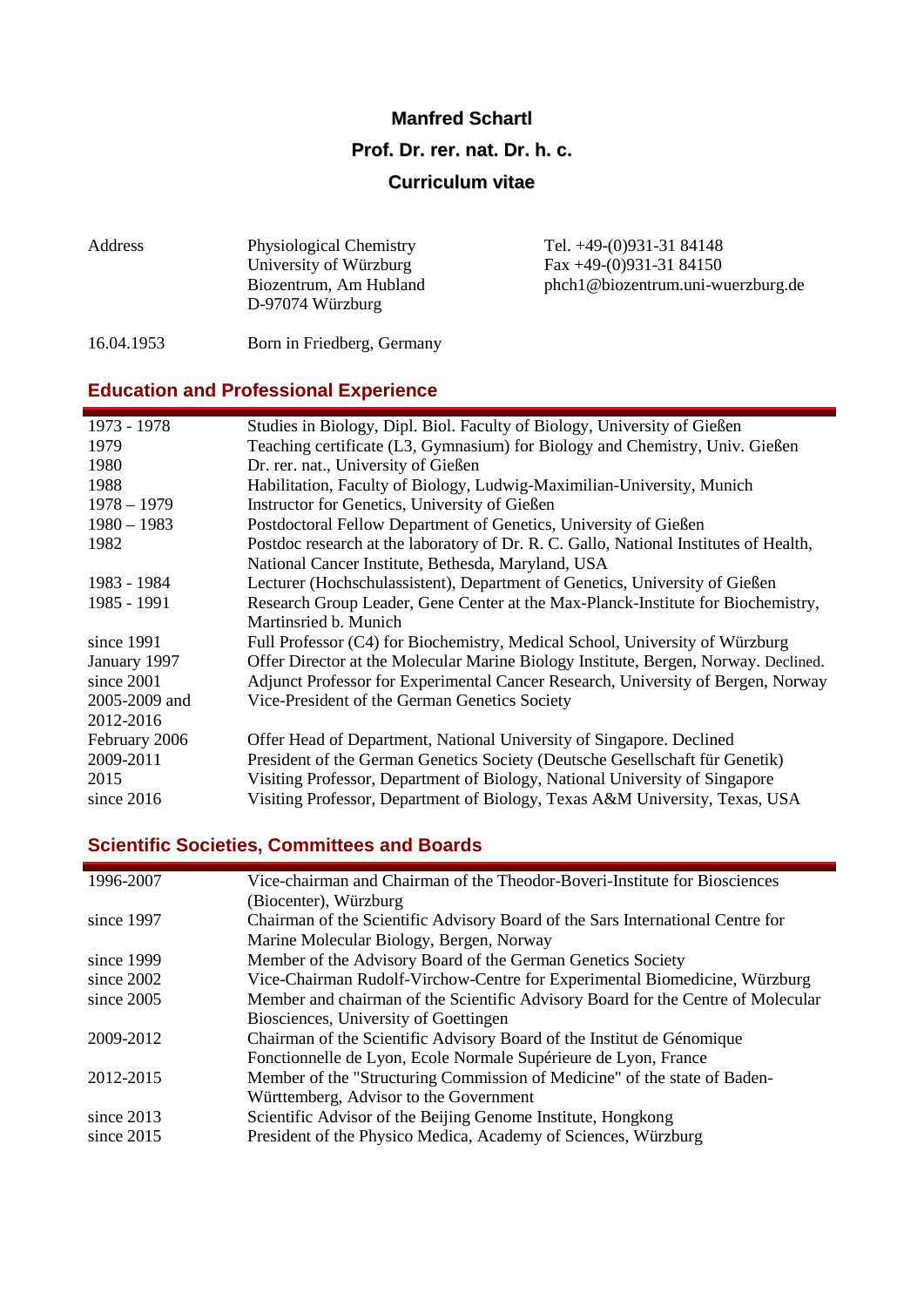# Manfred Schartl

## Prof. Dr. rer. nat. Dr. h. c.

## Curriculum vitae

| | | |
|---|---|---|
| Address | Physiological Chemistry<br>University of Würzburg<br>Biozentrum, Am Hubland<br>D-97074 Würzburg | Tel. +49-(0)931-31 84148<br>Fax +49-(0)931-31 84150<br>phch1@biozentrum.uni-wuerzburg.de |
| 16.04.1953 | Born in Friedberg, Germany | |

## Education and Professional Experience

| | |
|---|---|
| 1973 - 1978 | Studies in Biology, Dipl. Biol. Faculty of Biology, University of Gießen |
| 1979 | Teaching certificate (L3, Gymnasium) for Biology and Chemistry, Univ. Gießen |
| 1980 | Dr. rer. nat., University of Gießen |
| 1988 | Habilitation, Faculty of Biology, Ludwig-Maximilian-University, Munich |
| 1978 – 1979 | Instructor for Genetics, University of Gießen |
| 1980 – 1983 | Postdoctoral Fellow Department of Genetics, University of Gießen |
| 1982 | Postdoc research at the laboratory of Dr. R. C. Gallo, National Institutes of Health, National Cancer Institute, Bethesda, Maryland, USA |
| 1983 - 1984 | Lecturer (Hochschulassistent), Department of Genetics, University of Gießen |
| 1985 - 1991 | Research Group Leader, Gene Center at the Max-Planck-Institute for Biochemistry, Martinsried b. Munich |
| since 1991 | Full Professor (C4) for Biochemistry, Medical School, University of Würzburg |
| January 1997 | Offer Director at the Molecular Marine Biology Institute, Bergen, Norway. Declined. |
| since 2001 | Adjunct Professor for Experimental Cancer Research, University of Bergen, Norway |
| 2005-2009 and 2012-2016 | Vice-President of the German Genetics Society |
| February 2006 | Offer Head of Department, National University of Singapore. Declined |
| 2009-2011 | President of the German Genetics Society (Deutsche Gesellschaft für Genetik) |
| 2015 | Visiting Professor, Department of Biology, National University of Singapore |
| since 2016 | Visiting Professor, Department of Biology, Texas A&M University, Texas, USA |

## Scientific Societies, Committees and Boards

| | |
|---|---|
| 1996-2007 | Vice-chairman and Chairman of the Theodor-Boveri-Institute for Biosciences (Biocenter), Würzburg |
| since 1997 | Chairman of the Scientific Advisory Board of the Sars International Centre for Marine Molecular Biology, Bergen, Norway |
| since 1999 | Member of the Advisory Board of the German Genetics Society |
| since 2002 | Vice-Chairman Rudolf-Virchow-Centre for Experimental Biomedicine, Würzburg |
| since 2005 | Member and chairman of the Scientific Advisory Board for the Centre of Molecular Biosciences, University of Goettingen |
| 2009-2012 | Chairman of the Scientific Advisory Board of the Institut de Génomique Fonctionnelle de Lyon, Ecole Normale Supérieure de Lyon, France |
| 2012-2015 | Member of the "Structuring Commission of Medicine" of the state of Baden-Württemberg, Advisor to the Government |
| since 2013 | Scientific Advisor of the Beijing Genome Institute, Hongkong |
| since 2015 | President of the Physico Medica, Academy of Sciences, Würzburg |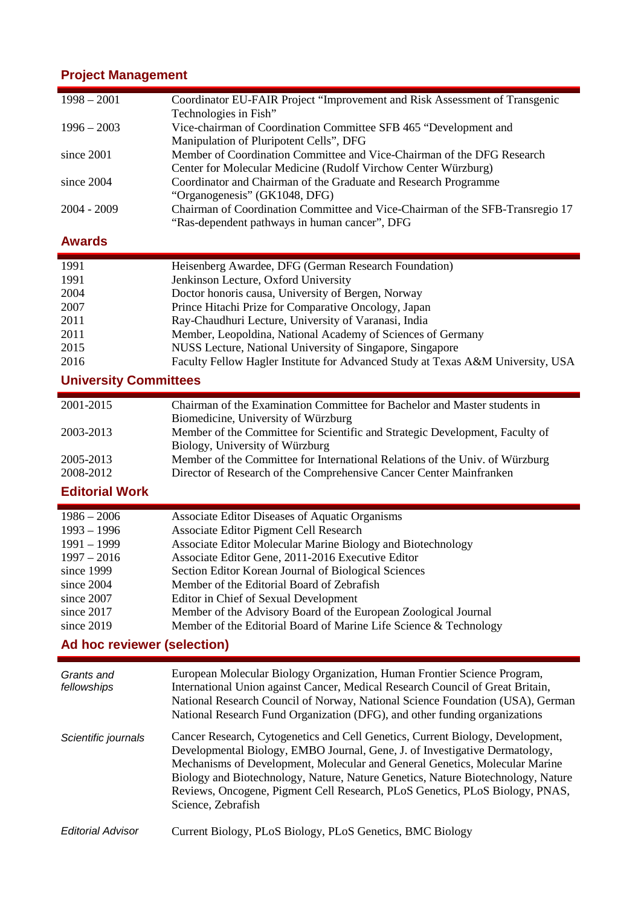## Project Management

| | |
|---|---|
| 1998 – 2001 | Coordinator EU-FAIR Project “Improvement and Risk Assessment of Transgenic Technologies in Fish” |
| 1996 – 2003 | Vice-chairman of Coordination Committee SFB 465 “Development and Manipulation of Pluripotent Cells”, DFG |
| since 2001 | Member of Coordination Committee and Vice-Chairman of the DFG Research Center for Molecular Medicine (Rudolf Virchow Center Würzburg) |
| since 2004 | Coordinator and Chairman of the Graduate and Research Programme “Organogenesis” (GK1048, DFG) |
| 2004 - 2009 | Chairman of Coordination Committee and Vice-Chairman of the SFB-Transregio 17 “Ras-dependent pathways in human cancer”, DFG |

## Awards

| | |
|---|---|
| 1991 | Heisenberg Awardee, DFG (German Research Foundation) |
| 1991 | Jenkinson Lecture, Oxford University |
| 2004 | Doctor honoris causa, University of Bergen, Norway |
| 2007 | Prince Hitachi Prize for Comparative Oncology, Japan |
| 2011 | Ray-Chaudhuri Lecture, University of Varanasi, India |
| 2011 | Member, Leopoldina, National Academy of Sciences of Germany |
| 2015 | NUSS Lecture, National University of Singapore, Singapore |
| 2016 | Faculty Fellow Hagler Institute for Advanced Study at Texas A&M University, USA |

## University Committees

| | |
|---|---|
| 2001-2015 | Chairman of the Examination Committee for Bachelor and Master students in Biomedicine, University of Würzburg |
| 2003-2013 | Member of the Committee for Scientific and Strategic Development, Faculty of Biology, University of Würzburg |
| 2005-2013 | Member of the Committee for International Relations of the Univ. of Würzburg |
| 2008-2012 | Director of Research of the Comprehensive Cancer Center Mainfranken |

## Editorial Work

| | |
|---|---|
| 1986 – 2006 | Associate Editor Diseases of Aquatic Organisms |
| 1993 – 1996 | Associate Editor Pigment Cell Research |
| 1991 – 1999 | Associate Editor Molecular Marine Biology and Biotechnology |
| 1997 – 2016 | Associate Editor Gene, 2011-2016 Executive Editor |
| since 1999 | Section Editor Korean Journal of Biological Sciences |
| since 2004 | Member of the Editorial Board of Zebrafish |
| since 2007 | Editor in Chief of Sexual Development |
| since 2017 | Member of the Advisory Board of the European Zoological Journal |
| since 2019 | Member of the Editorial Board of Marine Life Science & Technology |

## Ad hoc reviewer (selection)

| | |
|---|---|
| *Grants and fellowships* | European Molecular Biology Organization, Human Frontier Science Program, International Union against Cancer, Medical Research Council of Great Britain, National Research Council of Norway, National Science Foundation (USA), German National Research Fund Organization (DFG), and other funding organizations |
| *Scientific journals* | Cancer Research, Cytogenetics and Cell Genetics, Current Biology, Development, Developmental Biology, EMBO Journal, Gene, J. of Investigative Dermatology, Mechanisms of Development, Molecular and General Genetics, Molecular Marine Biology and Biotechnology, Nature, Nature Genetics, Nature Biotechnology, Nature Reviews, Oncogene, Pigment Cell Research, PLoS Genetics, PLoS Biology, PNAS, Science, Zebrafish |
| *Editorial Advisor* | Current Biology, PLoS Biology, PLoS Genetics, BMC Biology |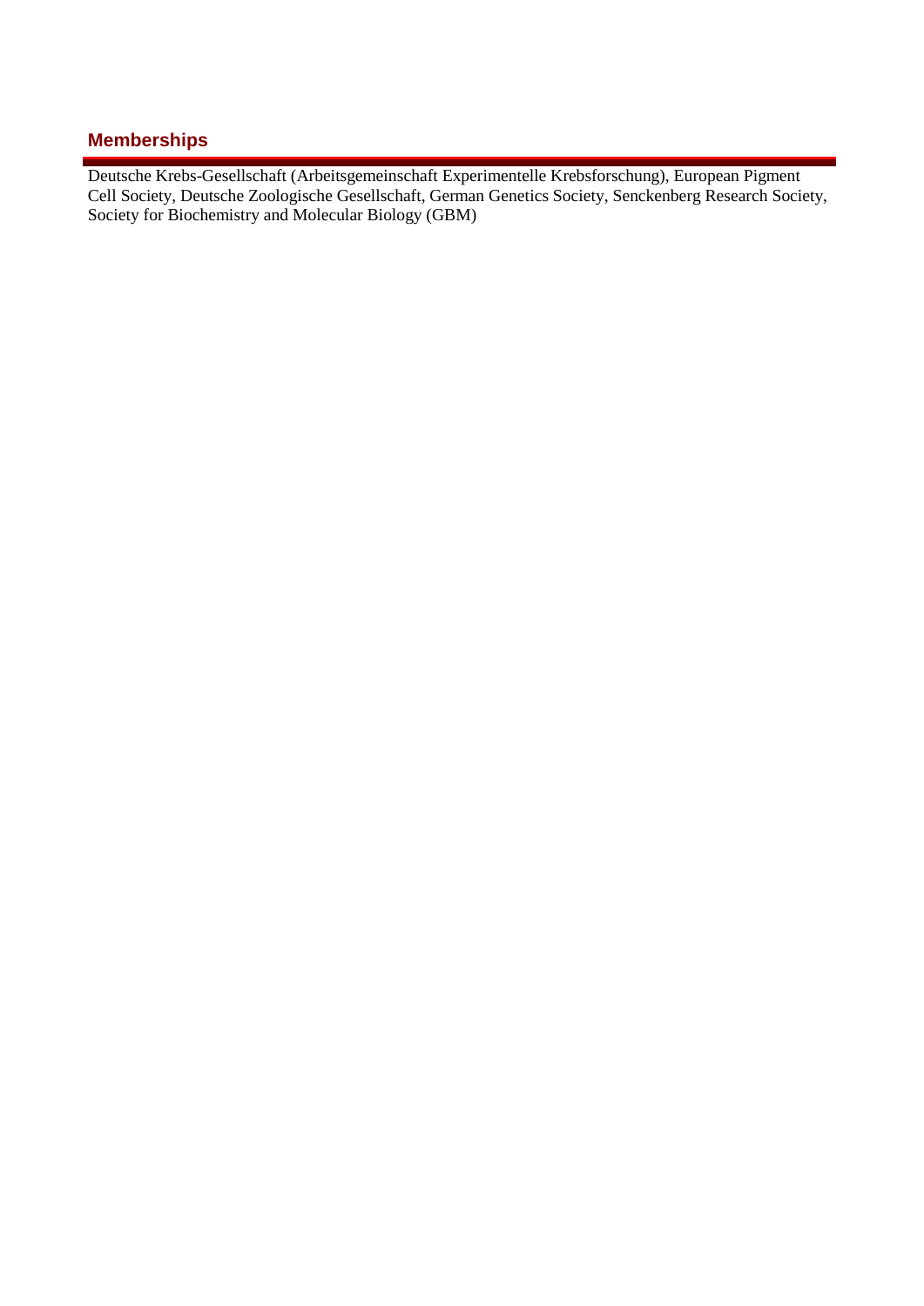## Memberships

Deutsche Krebs-Gesellschaft (Arbeitsgemeinschaft Experimentelle Krebsforschung), European Pigment Cell Society, Deutsche Zoologische Gesellschaft, German Genetics Society, Senckenberg Research Society, Society for Biochemistry and Molecular Biology (GBM)